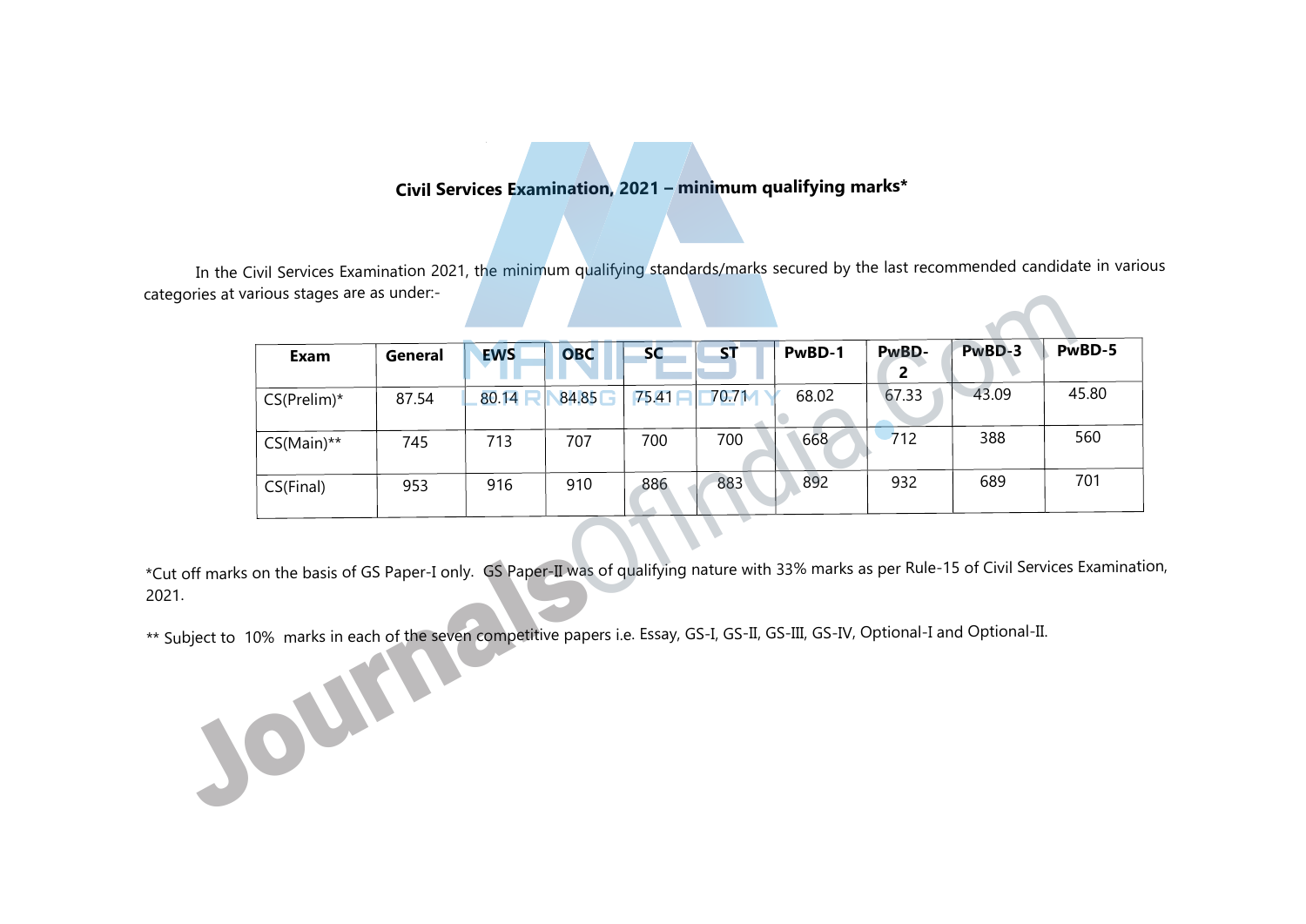**Civil Services Examination, 2021 – minimum qualifying marks***

In the Civil Services Examination 2021, the minimum qualifying standards/marks secured by the last recommended candidate in various categories at various stages are as under:-

| Exam | General | EWS | OBC | SC | ST | PwBD-1 | PwBD-2 | PwBD-3 | PwBD-5 |
|---|---|---|---|---|---|---|---|---|---|
| CS(Prelim)* | 87.54 | 80.14 | 84.85 | 75.41 | 70.71 | 68.02 | 67.33 | 43.09 | 45.80 |
| CS(Main)** | 745 | 713 | 707 | 700 | 700 | 668 | 712 | 388 | 560 |
| CS(Final) | 953 | 916 | 910 | 886 | 883 | 892 | 932 | 689 | 701 |

*Cut off marks on the basis of GS Paper-I only. GS Paper-II was of qualifying nature with 33% marks as per Rule-15 of Civil Services Examination, 2021.

** Subject to 10% marks in each of the seven competitive papers i.e. Essay, GS-I, GS-II, GS-III, GS-IV, Optional-I and Optional-II.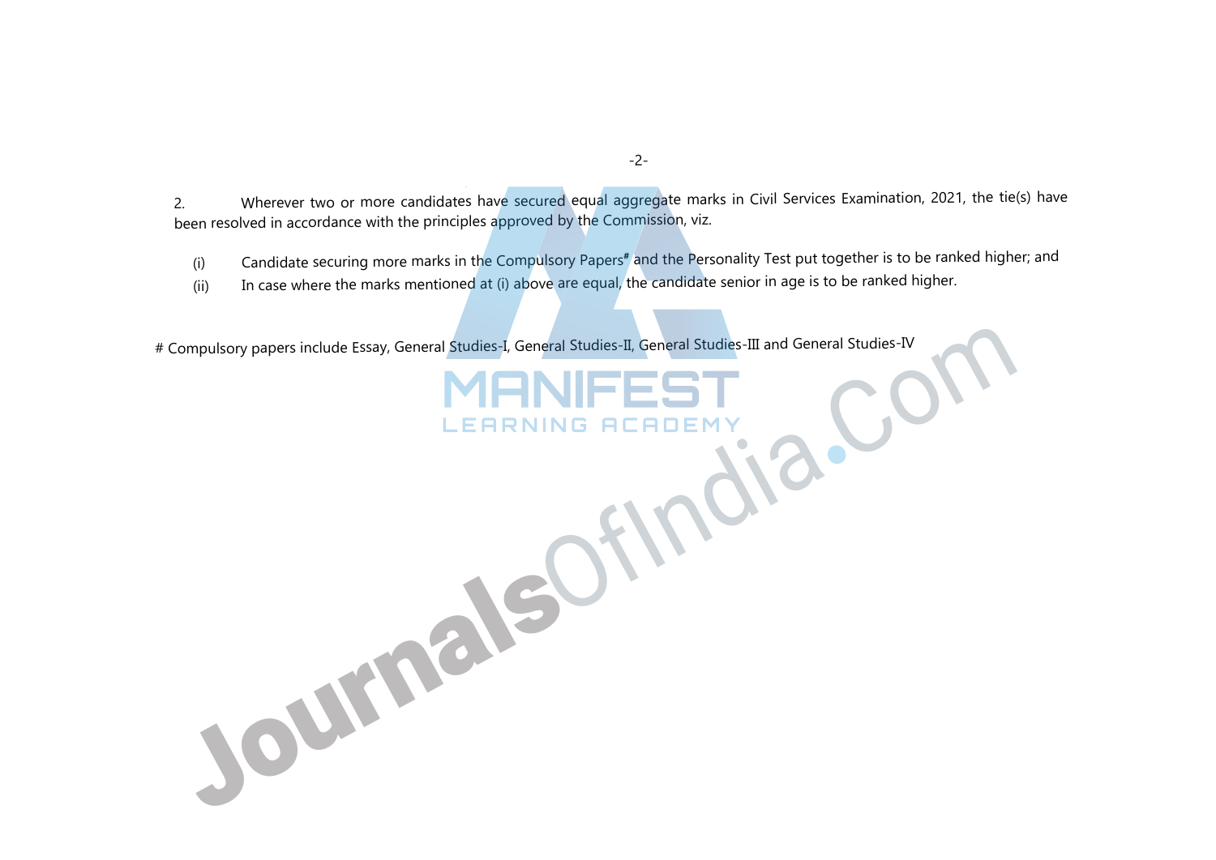2. Wherever two or more candidates have secured equal aggregate marks in Civil Services Examination, 2021, the tie(s) have been resolved in accordance with the principles approved by the Commission, viz.

(i) Candidate securing more marks in the Compulsory Papers# and the Personality Test put together is to be ranked higher; and

(ii) In case where the marks mentioned at (i) above are equal, the candidate senior in age is to be ranked higher.

# Compulsory papers include Essay, General Studies-I, General Studies-II, General Studies-III and General Studies-IV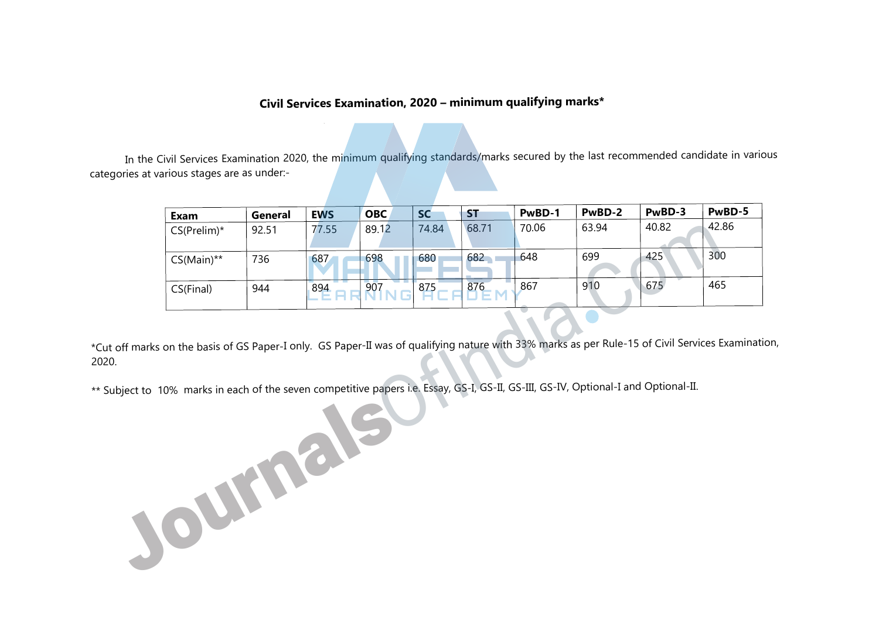**Civil Services Examination, 2020 – minimum qualifying marks***

In the Civil Services Examination 2020, the minimum qualifying standards/marks secured by the last recommended candidate in various categories at various stages are as under:-

| Exam | General | EWS | OBC | SC | ST | PwBD-1 | PwBD-2 | PwBD-3 | PwBD-5 |
|---|---|---|---|---|---|---|---|---|---|
| CS(Prelim)* | 92.51 | 77.55 | 89.12 | 74.84 | 68.71 | 70.06 | 63.94 | 40.82 | 42.86 |
| CS(Main)** | 736 | 687 | 698 | 680 | 682 | 648 | 699 | 425 | 300 |
| CS(Final) | 944 | 894 | 907 | 875 | 876 | 867 | 910 | 675 | 465 |

*Cut off marks on the basis of GS Paper-I only. GS Paper-II was of qualifying nature with 33% marks as per Rule-15 of Civil Services Examination, 2020.

** Subject to 10% marks in each of the seven competitive papers i.e. Essay, GS-I, GS-II, GS-III, GS-IV, Optional-I and Optional-II.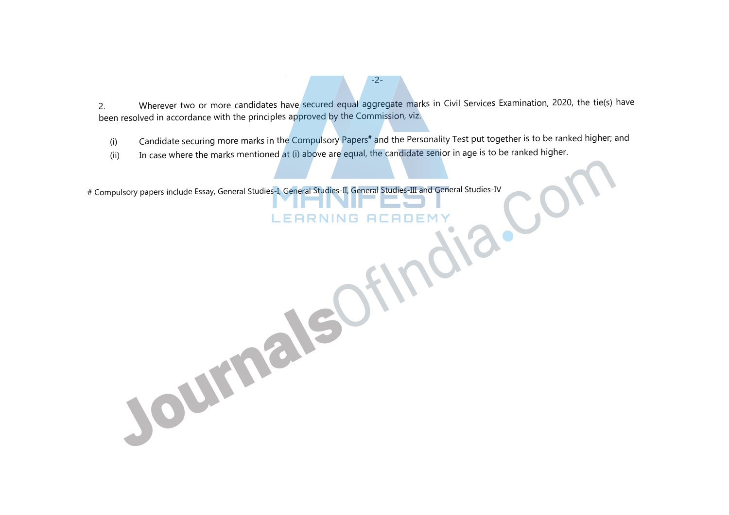2. Wherever two or more candidates have secured equal aggregate marks in Civil Services Examination, 2020, the tie(s) have been resolved in accordance with the principles approved by the Commission, viz.

(i) Candidate securing more marks in the Compulsory Papers# and the Personality Test put together is to be ranked higher; and

(ii) In case where the marks mentioned at (i) above are equal, the candidate senior in age is to be ranked higher.

# Compulsory papers include Essay, General Studies-I, General Studies-II, General Studies-III and General Studies-IV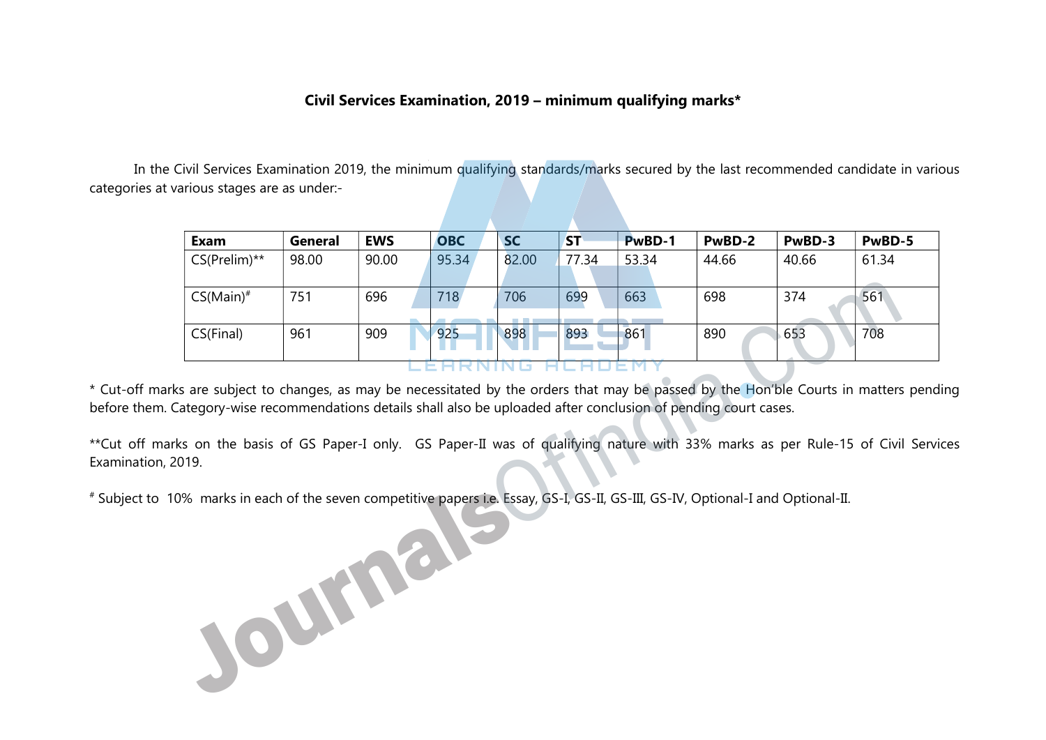**Civil Services Examination, 2019 – minimum qualifying marks***

In the Civil Services Examination 2019, the minimum qualifying standards/marks secured by the last recommended candidate in various categories at various stages are as under:-

| Exam | General | EWS | OBC | SC | ST | PwBD-1 | PwBD-2 | PwBD-3 | PwBD-5 |
|---|---|---|---|---|---|---|---|---|---|
| CS(Prelim)** | 98.00 | 90.00 | 95.34 | 82.00 | 77.34 | 53.34 | 44.66 | 40.66 | 61.34 |
| CS(Main)# | 751 | 696 | 718 | 706 | 699 | 663 | 698 | 374 | 561 |
| CS(Final) | 961 | 909 | 925 | 898 | 893 | 861 | 890 | 653 | 708 |

* Cut-off marks are subject to changes, as may be necessitated by the orders that may be passed by the Hon'ble Courts in matters pending before them. Category-wise recommendations details shall also be uploaded after conclusion of pending court cases.

**Cut off marks on the basis of GS Paper-I only. GS Paper-II was of qualifying nature with 33% marks as per Rule-15 of Civil Services Examination, 2019.

# Subject to 10% marks in each of the seven competitive papers i.e. Essay, GS-I, GS-II, GS-III, GS-IV, Optional-I and Optional-II.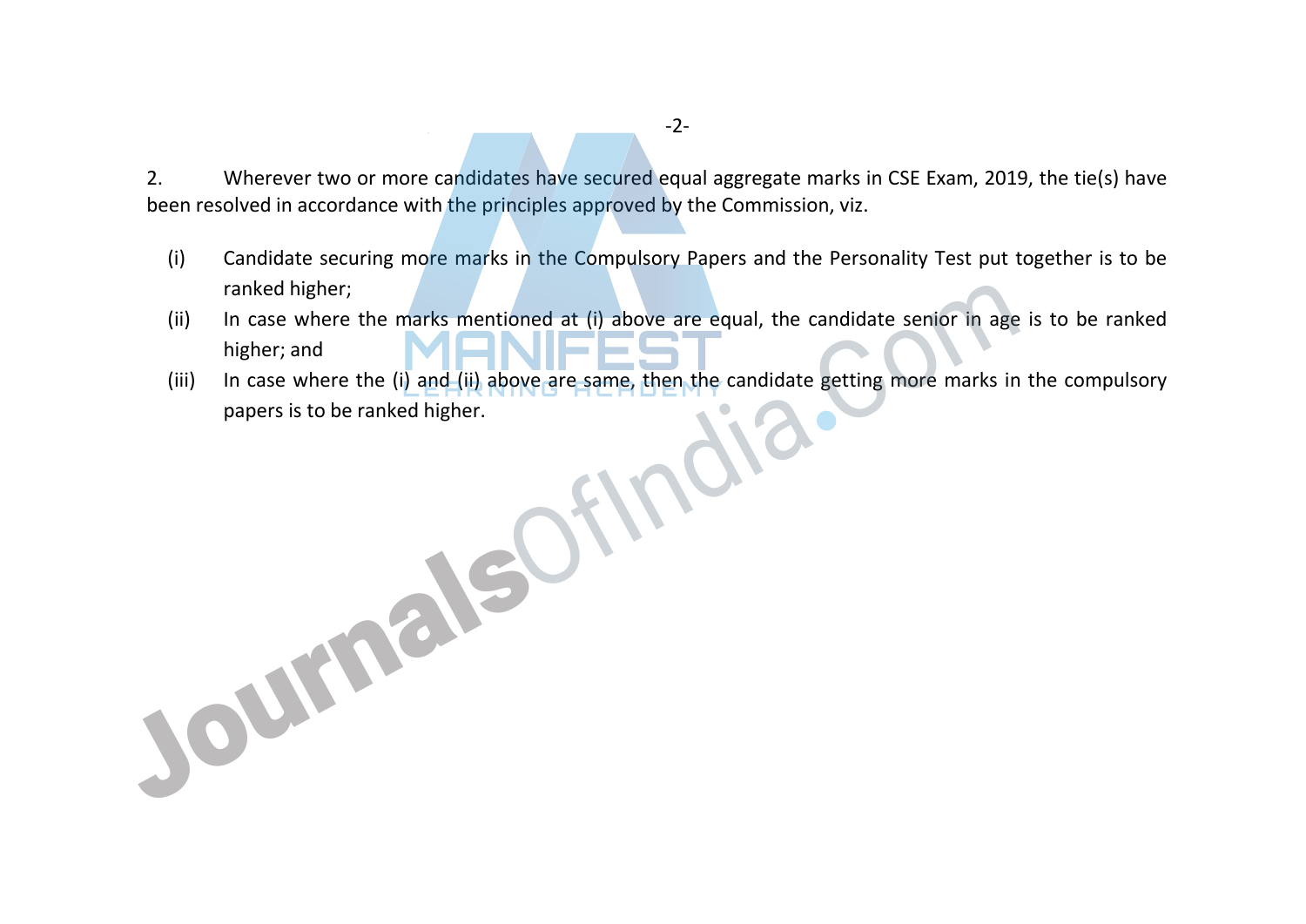2. Wherever two or more candidates have secured equal aggregate marks in CSE Exam, 2019, the tie(s) have been resolved in accordance with the principles approved by the Commission, viz.

(i) Candidate securing more marks in the Compulsory Papers and the Personality Test put together is to be ranked higher;

(ii) In case where the marks mentioned at (i) above are equal, the candidate senior in age is to be ranked higher; and

(iii) In case where the (i) and (ii) above are same, then the candidate getting more marks in the compulsory papers is to be ranked higher.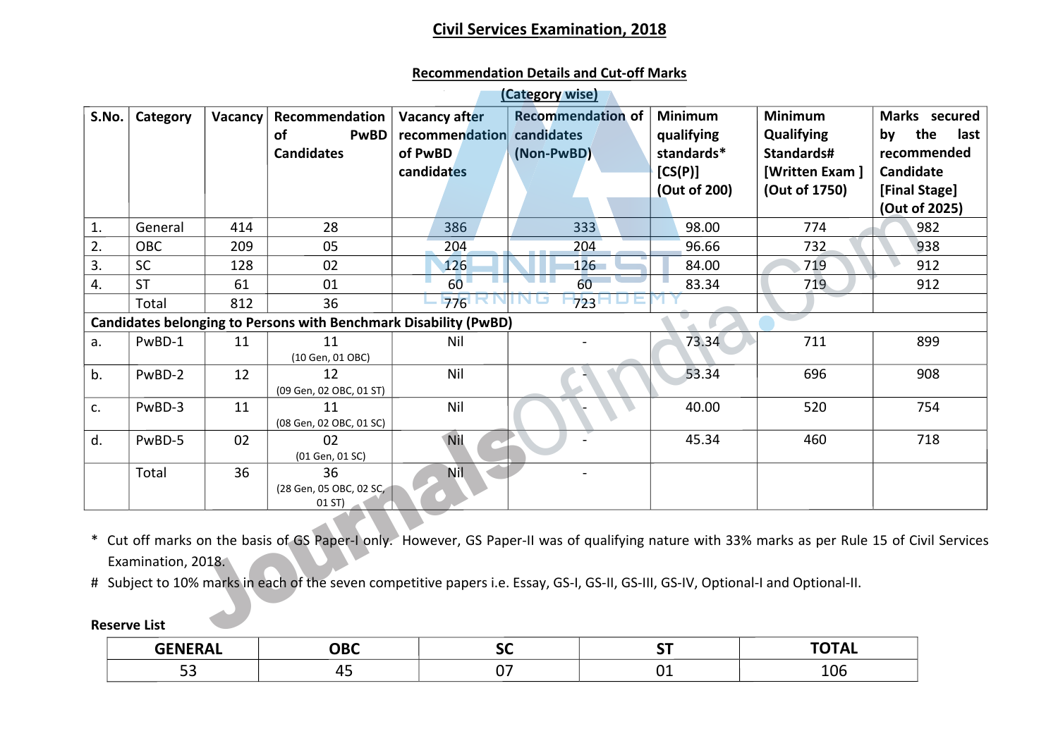# Civil Services Examination, 2018

## Recommendation Details and Cut-off Marks

### (Category wise)

| S.No. | Category | Vacancy | Recommendation of PwBD Candidates | Vacancy after recommendation of PwBD candidates | Recommendation of candidates (Non-PwBD) | Minimum qualifying standards* [CS(P)] (Out of 200) | Minimum Qualifying Standards# [Written Exam ] (Out of 1750) | Marks secured by the last recommended Candidate [Final Stage] (Out of 2025) |
|---|---|---|---|---|---|---|---|---|
| 1. | General | 414 | 28 | 386 | 333 | 98.00 | 774 | 982 |
| 2. | OBC | 209 | 05 | 204 | 204 | 96.66 | 732 | 938 |
| 3. | SC | 128 | 02 | 126 | 126 | 84.00 | 719 | 912 |
| 4. | ST | 61 | 01 | 60 | 60 | 83.34 | 719 | 912 |
| | Total | 812 | 36 | 776 | 723 | | | |
| **Candidates belonging to Persons with Benchmark Disability (PwBD)** | | | | | | | | |
| a. | PwBD-1 | 11 | 11 (10 Gen, 01 OBC) | Nil | - | 73.34 | 711 | 899 |
| b. | PwBD-2 | 12 | 12 (09 Gen, 02 OBC, 01 ST) | Nil | - | 53.34 | 696 | 908 |
| c. | PwBD-3 | 11 | 11 (08 Gen, 02 OBC, 01 SC) | Nil | - | 40.00 | 520 | 754 |
| d. | PwBD-5 | 02 | 02 (01 Gen, 01 SC) | Nil | - | 45.34 | 460 | 718 |
| | Total | 36 | 36 (28 Gen, 05 OBC, 02 SC, 01 ST) | Nil | - | | | |

\* Cut off marks on the basis of GS Paper-I only. However, GS Paper-II was of qualifying nature with 33% marks as per Rule 15 of Civil Services Examination, 2018.

\# Subject to 10% marks in each of the seven competitive papers i.e. Essay, GS-I, GS-II, GS-III, GS-IV, Optional-I and Optional-II.

**Reserve List**

| GENERAL | OBC | SC | ST | TOTAL |
|---|---|---|---|---|
| 53 | 45 | 07 | 01 | 106 |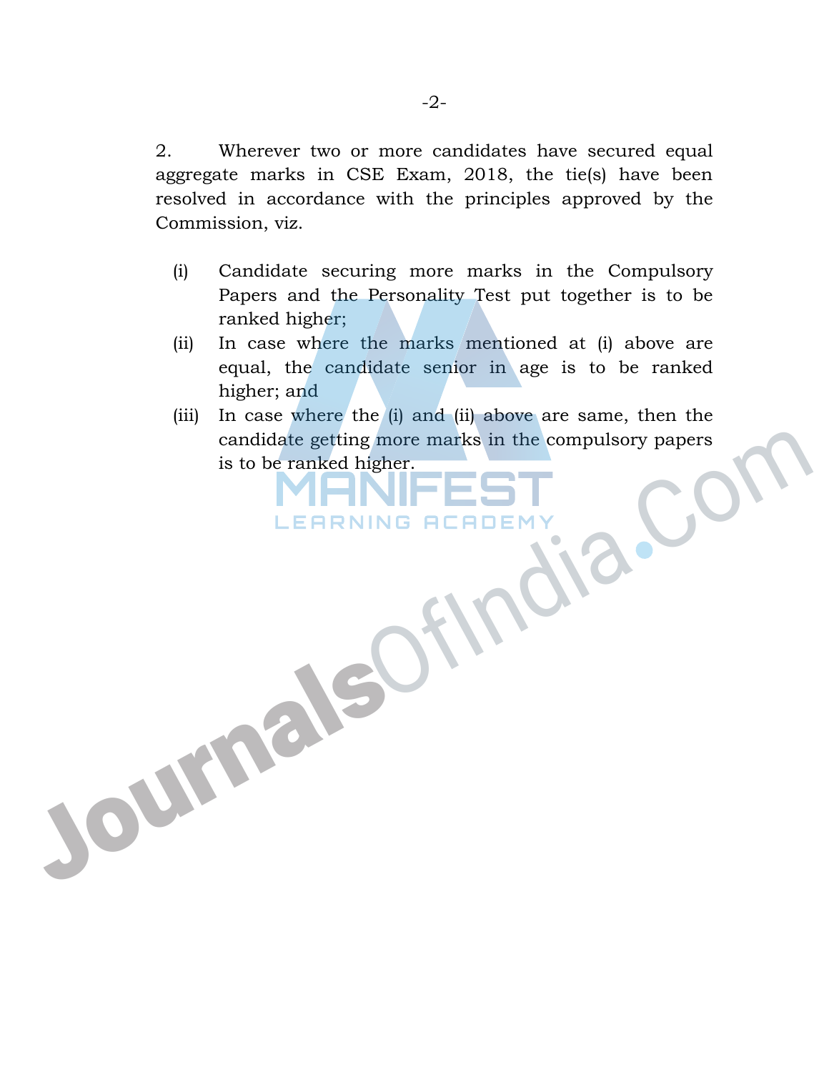2. Wherever two or more candidates have secured equal aggregate marks in CSE Exam, 2018, the tie(s) have been resolved in accordance with the principles approved by the Commission, viz.

(i) Candidate securing more marks in the Compulsory Papers and the Personality Test put together is to be ranked higher;

(ii) In case where the marks mentioned at (i) above are equal, the candidate senior in age is to be ranked higher; and

(iii) In case where the (i) and (ii) above are same, then the candidate getting more marks in the compulsory papers is to be ranked higher.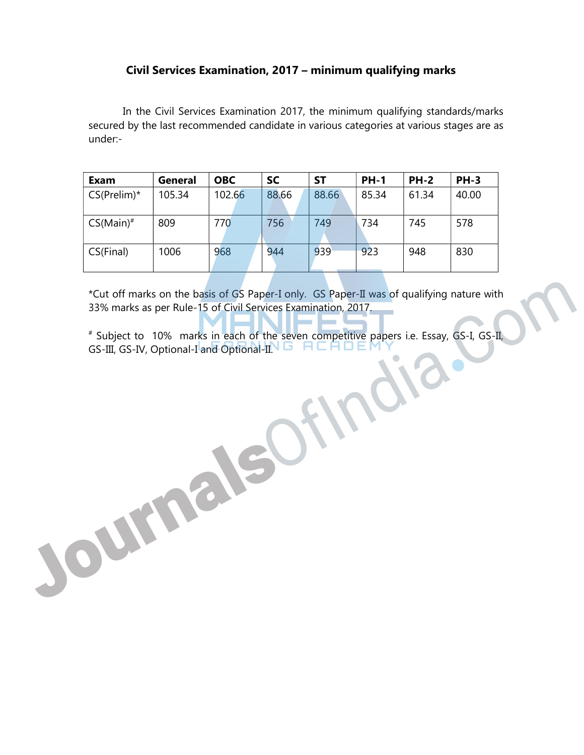# Civil Services Examination, 2017 – minimum qualifying marks

In the Civil Services Examination 2017, the minimum qualifying standards/marks secured by the last recommended candidate in various categories at various stages are as under:-

| Exam | General | OBC | SC | ST | PH-1 | PH-2 | PH-3 |
|---|---|---|---|---|---|---|---|
| CS(Prelim)* | 105.34 | 102.66 | 88.66 | 88.66 | 85.34 | 61.34 | 40.00 |
| CS(Main)# | 809 | 770 | 756 | 749 | 734 | 745 | 578 |
| CS(Final) | 1006 | 968 | 944 | 939 | 923 | 948 | 830 |

*Cut off marks on the basis of GS Paper-I only. GS Paper-II was of qualifying nature with 33% marks as per Rule-15 of Civil Services Examination, 2017.

# Subject to 10% marks in each of the seven competitive papers i.e. Essay, GS-I, GS-II, GS-III, GS-IV, Optional-I and Optional-II.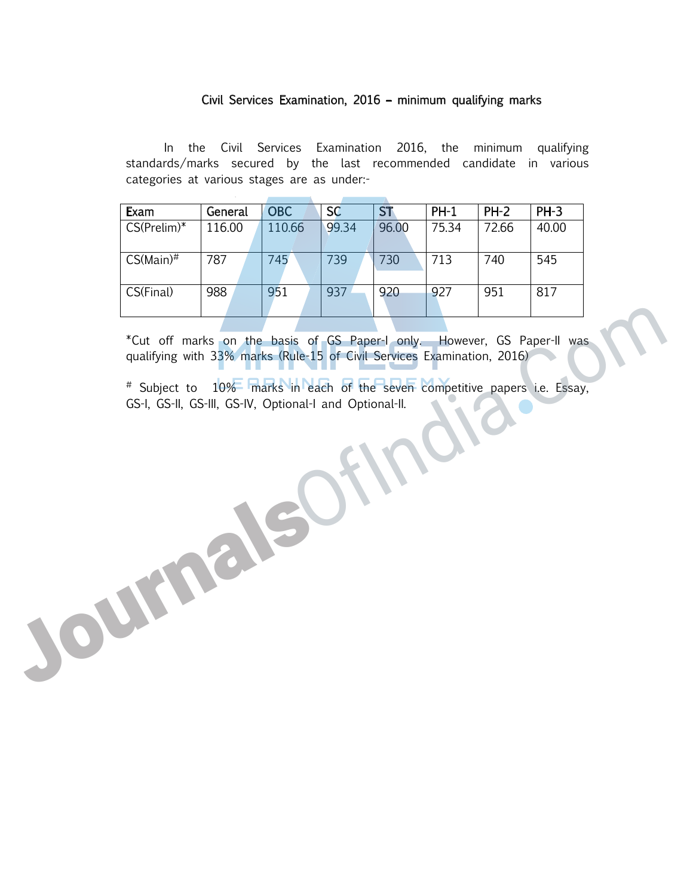## Civil Services Examination, 2016 – minimum qualifying marks

In the Civil Services Examination 2016, the minimum qualifying standards/marks secured by the last recommended candidate in various categories at various stages are as under:-

| Exam | General | OBC | SC | ST | PH-1 | PH-2 | PH-3 |
|---|---|---|---|---|---|---|---|
| CS(Prelim)* | 116.00 | 110.66 | 99.34 | 96.00 | 75.34 | 72.66 | 40.00 |
| CS(Main)# | 787 | 745 | 739 | 730 | 713 | 740 | 545 |
| CS(Final) | 988 | 951 | 937 | 920 | 927 | 951 | 817 |

*Cut off marks on the basis of GS Paper-I only. However, GS Paper-II was qualifying with 33% marks (Rule-15 of Civil Services Examination, 2016)

# Subject to 10% marks in each of the seven competitive papers i.e. Essay, GS-I, GS-II, GS-III, GS-IV, Optional-I and Optional-II.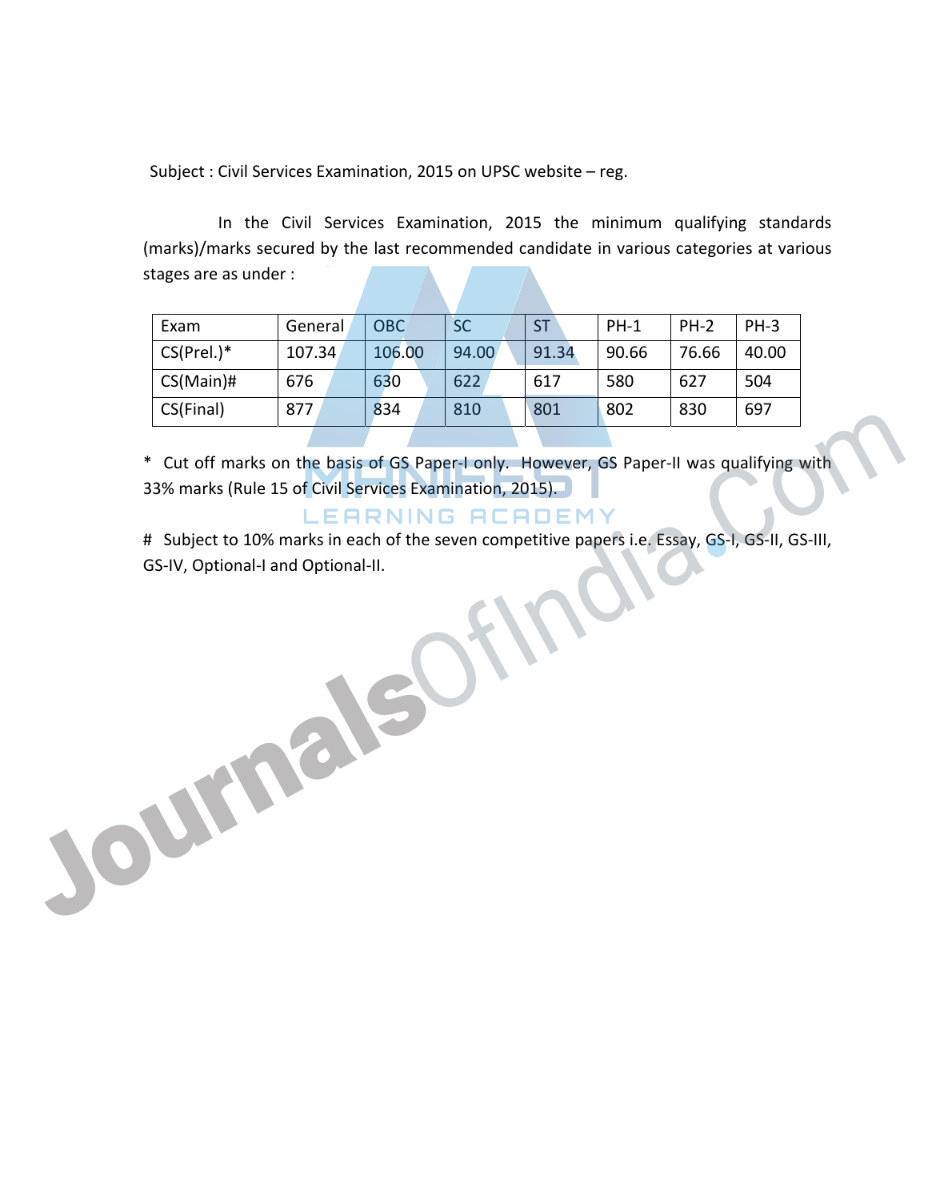Subject : Civil Services Examination, 2015 on UPSC website – reg.

In the Civil Services Examination, 2015 the minimum qualifying standards (marks)/marks secured by the last recommended candidate in various categories at various stages are as under :

| Exam | General | OBC | SC | ST | PH-1 | PH-2 | PH-3 |
|---|---|---|---|---|---|---|---|
| CS(Prel.)* | 107.34 | 106.00 | 94.00 | 91.34 | 90.66 | 76.66 | 40.00 |
| CS(Main)# | 676 | 630 | 622 | 617 | 580 | 627 | 504 |
| CS(Final) | 877 | 834 | 810 | 801 | 802 | 830 | 697 |

\* Cut off marks on the basis of GS Paper-I only. However, GS Paper-II was qualifying with 33% marks (Rule 15 of Civil Services Examination, 2015).

\# Subject to 10% marks in each of the seven competitive papers i.e. Essay, GS-I, GS-II, GS-III, GS-IV, Optional-I and Optional-II.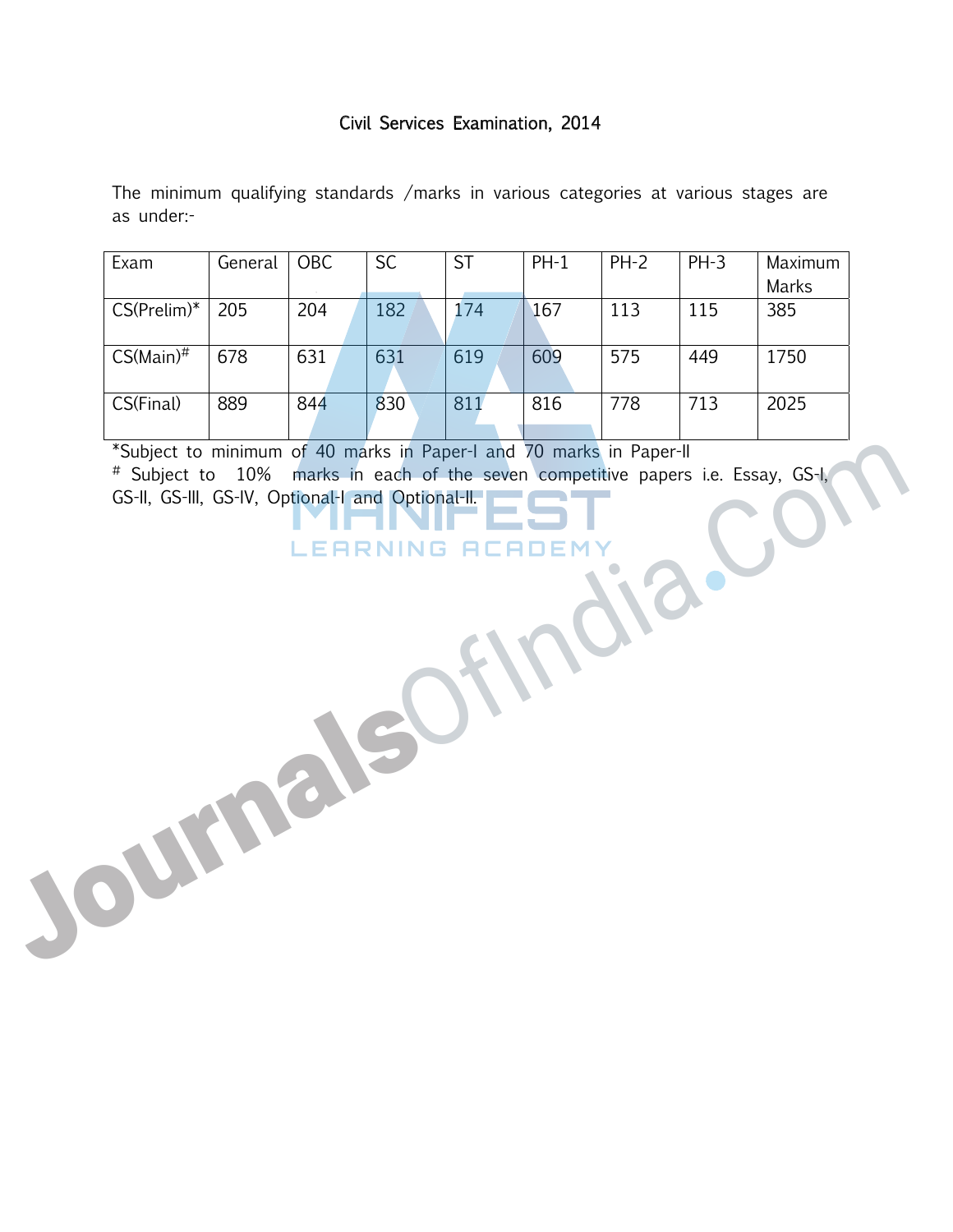# Civil Services Examination, 2014

The minimum qualifying standards /marks in various categories at various stages are as under:-

| Exam | General | OBC | SC | ST | PH-1 | PH-2 | PH-3 | Maximum Marks |
|---|---|---|---|---|---|---|---|---|
| CS(Prelim)* | 205 | 204 | 182 | 174 | 167 | 113 | 115 | 385 |
| CS(Main)# | 678 | 631 | 631 | 619 | 609 | 575 | 449 | 1750 |
| CS(Final) | 889 | 844 | 830 | 811 | 816 | 778 | 713 | 2025 |

*Subject to minimum of 40 marks in Paper-I and 70 marks in Paper-II

# Subject to 10% marks in each of the seven competitive papers i.e. Essay, GS-I, GS-II, GS-III, GS-IV, Optional-I and Optional-II.